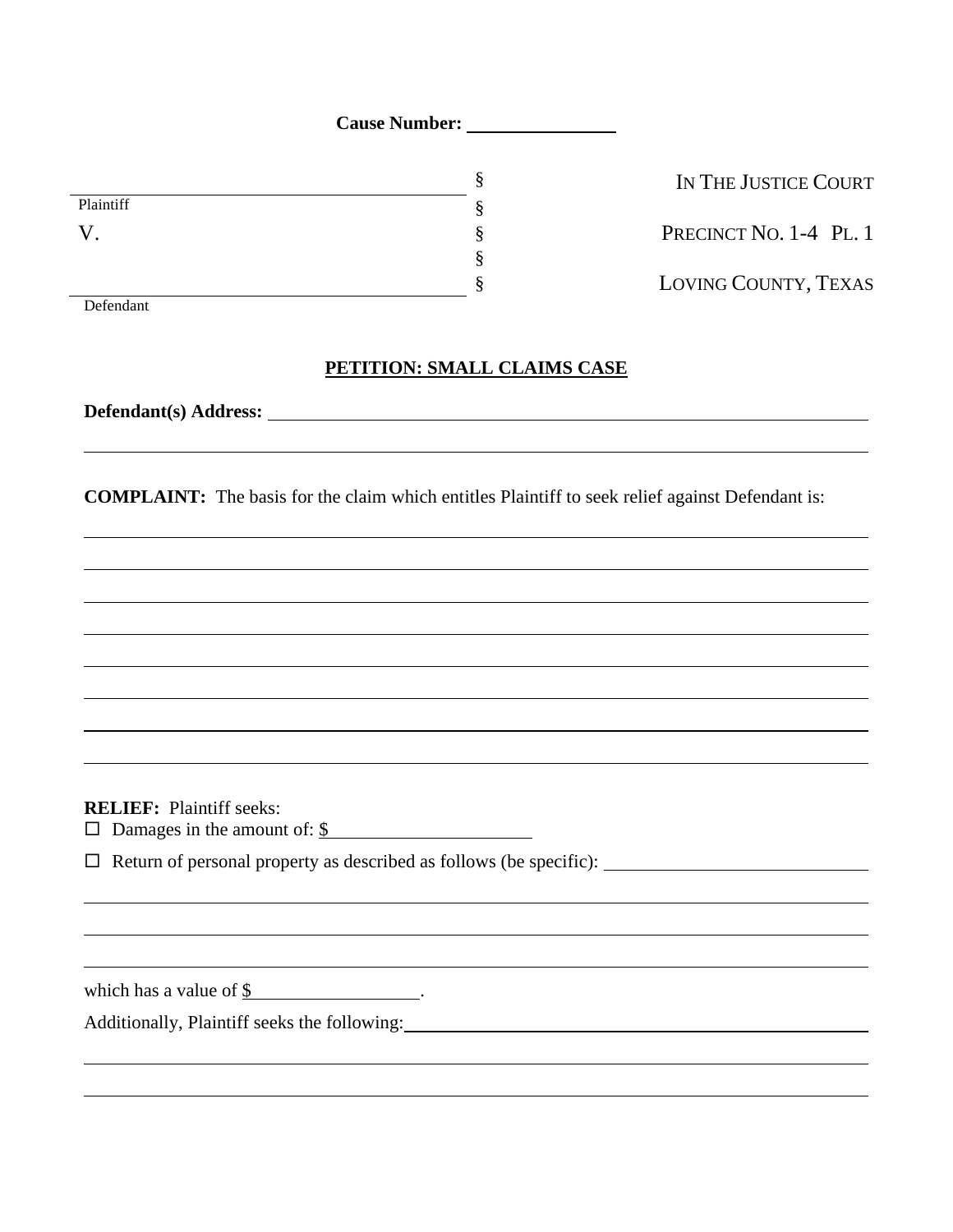**Cause Number: \_\_\_\_\_\_\_\_\_\_\_\_\_\_\_\_**

| | | |
|---|---|---|
| \_\_\_\_\_\_\_\_\_\_\_\_\_\_\_\_\_\_\_\_\_\_\_\_\_\_\_\_\_\_\_\_\_\_\_\_\_\_\_\_ | § | IN THE JUSTICE COURT |
| Plaintiff | § | |
| V. | § | PRECINCT NO. 1-4 PL. 1 |
| | § | |
| \_\_\_\_\_\_\_\_\_\_\_\_\_\_\_\_\_\_\_\_\_\_\_\_\_\_\_\_\_\_\_\_\_\_\_\_\_\_\_\_ | § | LOVING COUNTY, TEXAS |
| Defendant | | |

**PETITION: SMALL CLAIMS CASE**

**Defendant(s) Address:** \_\_\_\_\_\_\_\_\_\_\_\_\_\_\_\_\_\_\_\_\_\_\_\_\_\_\_\_\_\_\_\_\_\_\_\_\_\_\_\_\_\_\_\_\_\_\_\_\_\_\_\_\_\_\_\_\_\_\_\_

\_\_\_\_\_\_\_\_\_\_\_\_\_\_\_\_\_\_\_\_\_\_\_\_\_\_\_\_\_\_\_\_\_\_\_\_\_\_\_\_\_\_\_\_\_\_\_\_\_\_\_\_\_\_\_\_\_\_\_\_\_\_\_\_\_\_\_\_\_\_\_\_\_\_\_\_\_\_

**COMPLAINT:** The basis for the claim which entitles Plaintiff to seek relief against Defendant is:

\_\_\_\_\_\_\_\_\_\_\_\_\_\_\_\_\_\_\_\_\_\_\_\_\_\_\_\_\_\_\_\_\_\_\_\_\_\_\_\_\_\_\_\_\_\_\_\_\_\_\_\_\_\_\_\_\_\_\_\_\_\_\_\_\_\_\_\_\_\_\_\_\_\_\_\_\_\_

\_\_\_\_\_\_\_\_\_\_\_\_\_\_\_\_\_\_\_\_\_\_\_\_\_\_\_\_\_\_\_\_\_\_\_\_\_\_\_\_\_\_\_\_\_\_\_\_\_\_\_\_\_\_\_\_\_\_\_\_\_\_\_\_\_\_\_\_\_\_\_\_\_\_\_\_\_\_

\_\_\_\_\_\_\_\_\_\_\_\_\_\_\_\_\_\_\_\_\_\_\_\_\_\_\_\_\_\_\_\_\_\_\_\_\_\_\_\_\_\_\_\_\_\_\_\_\_\_\_\_\_\_\_\_\_\_\_\_\_\_\_\_\_\_\_\_\_\_\_\_\_\_\_\_\_\_

\_\_\_\_\_\_\_\_\_\_\_\_\_\_\_\_\_\_\_\_\_\_\_\_\_\_\_\_\_\_\_\_\_\_\_\_\_\_\_\_\_\_\_\_\_\_\_\_\_\_\_\_\_\_\_\_\_\_\_\_\_\_\_\_\_\_\_\_\_\_\_\_\_\_\_\_\_\_

\_\_\_\_\_\_\_\_\_\_\_\_\_\_\_\_\_\_\_\_\_\_\_\_\_\_\_\_\_\_\_\_\_\_\_\_\_\_\_\_\_\_\_\_\_\_\_\_\_\_\_\_\_\_\_\_\_\_\_\_\_\_\_\_\_\_\_\_\_\_\_\_\_\_\_\_\_\_

\_\_\_\_\_\_\_\_\_\_\_\_\_\_\_\_\_\_\_\_\_\_\_\_\_\_\_\_\_\_\_\_\_\_\_\_\_\_\_\_\_\_\_\_\_\_\_\_\_\_\_\_\_\_\_\_\_\_\_\_\_\_\_\_\_\_\_\_\_\_\_\_\_\_\_\_\_\_

\_\_\_\_\_\_\_\_\_\_\_\_\_\_\_\_\_\_\_\_\_\_\_\_\_\_\_\_\_\_\_\_\_\_\_\_\_\_\_\_\_\_\_\_\_\_\_\_\_\_\_\_\_\_\_\_\_\_\_\_\_\_\_\_\_\_\_\_\_\_\_\_\_\_\_\_\_\_

\_\_\_\_\_\_\_\_\_\_\_\_\_\_\_\_\_\_\_\_\_\_\_\_\_\_\_\_\_\_\_\_\_\_\_\_\_\_\_\_\_\_\_\_\_\_\_\_\_\_\_\_\_\_\_\_\_\_\_\_\_\_\_\_\_\_\_\_\_\_\_\_\_\_\_\_\_\_

**RELIEF:** Plaintiff seeks:

☐ Damages in the amount of: $\_\_\_\_\_\_\_\_\_\_\_\_\_\_\_\_\_\_\_\_\_\_

☐ Return of personal property as described as follows (be specific): \_\_\_\_\_\_\_\_\_\_\_\_\_\_\_\_\_\_\_\_\_\_\_\_\_\_\_\_

\_\_\_\_\_\_\_\_\_\_\_\_\_\_\_\_\_\_\_\_\_\_\_\_\_\_\_\_\_\_\_\_\_\_\_\_\_\_\_\_\_\_\_\_\_\_\_\_\_\_\_\_\_\_\_\_\_\_\_\_\_\_\_\_\_\_\_\_\_\_\_\_\_\_\_\_\_\_

\_\_\_\_\_\_\_\_\_\_\_\_\_\_\_\_\_\_\_\_\_\_\_\_\_\_\_\_\_\_\_\_\_\_\_\_\_\_\_\_\_\_\_\_\_\_\_\_\_\_\_\_\_\_\_\_\_\_\_\_\_\_\_\_\_\_\_\_\_\_\_\_\_\_\_\_\_\_

\_\_\_\_\_\_\_\_\_\_\_\_\_\_\_\_\_\_\_\_\_\_\_\_\_\_\_\_\_\_\_\_\_\_\_\_\_\_\_\_\_\_\_\_\_\_\_\_\_\_\_\_\_\_\_\_\_\_\_\_\_\_\_\_\_\_\_\_\_\_\_\_\_\_\_\_\_\_

which has a value of $\_\_\_\_\_\_\_\_\_\_\_\_\_\_\_\_\_\_\_.

Additionally, Plaintiff seeks the following: \_\_\_\_\_\_\_\_\_\_\_\_\_\_\_\_\_\_\_\_\_\_\_\_\_\_\_\_\_\_\_\_\_\_\_\_\_\_\_\_\_\_\_\_\_\_\_\_

\_\_\_\_\_\_\_\_\_\_\_\_\_\_\_\_\_\_\_\_\_\_\_\_\_\_\_\_\_\_\_\_\_\_\_\_\_\_\_\_\_\_\_\_\_\_\_\_\_\_\_\_\_\_\_\_\_\_\_\_\_\_\_\_\_\_\_\_\_\_\_\_\_\_\_\_\_\_

\_\_\_\_\_\_\_\_\_\_\_\_\_\_\_\_\_\_\_\_\_\_\_\_\_\_\_\_\_\_\_\_\_\_\_\_\_\_\_\_\_\_\_\_\_\_\_\_\_\_\_\_\_\_\_\_\_\_\_\_\_\_\_\_\_\_\_\_\_\_\_\_\_\_\_\_\_\_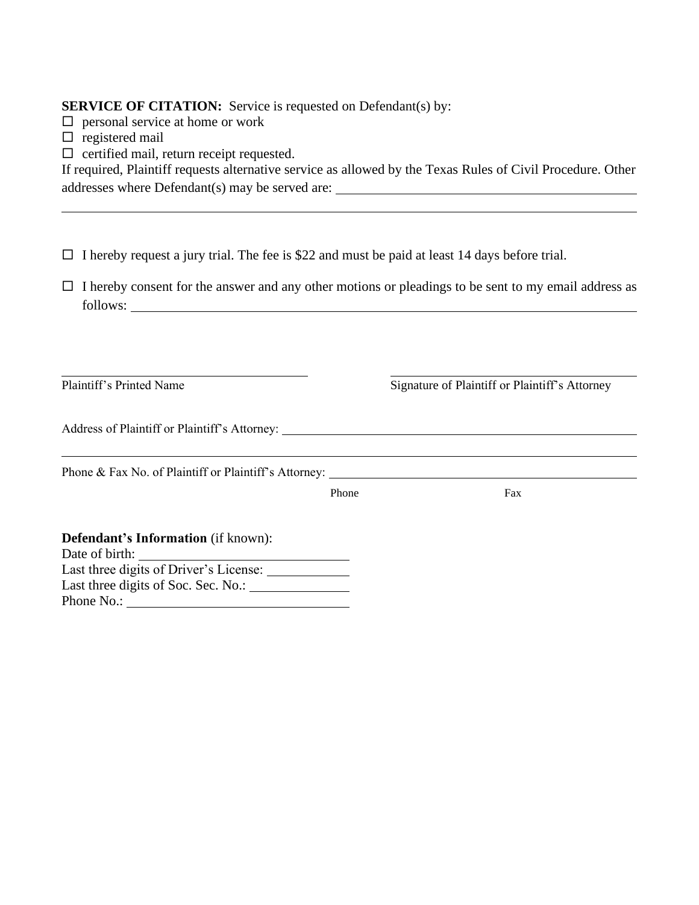**SERVICE OF CITATION:** Service is requested on Defendant(s) by:

☐ personal service at home or work
☐ registered mail
☐ certified mail, return receipt requested.

If required, Plaintiff requests alternative service as allowed by the Texas Rules of Civil Procedure. Other addresses where Defendant(s) may be served are: ______________________________________________

_______________________________________________________________________________________

☐ I hereby request a jury trial. The fee is $22 and must be paid at least 14 days before trial.

☐ I hereby consent for the answer and any other motions or pleadings to be sent to my email address as follows: ______________________________________________________________________________

_______________________________ _______________________________
Plaintiff's Printed Name Signature of Plaintiff or Plaintiff's Attorney

Address of Plaintiff or Plaintiff's Attorney: ______________________________________________

_______________________________________________________________________________________

Phone & Fax No. of Plaintiff or Plaintiff's Attorney: ______________________________________
Phone Fax

**Defendant's Information** (if known):

Date of birth: _______________________________
Last three digits of Driver's License: ____________
Last three digits of Soc. Sec. No.: ______________
Phone No.: _________________________________